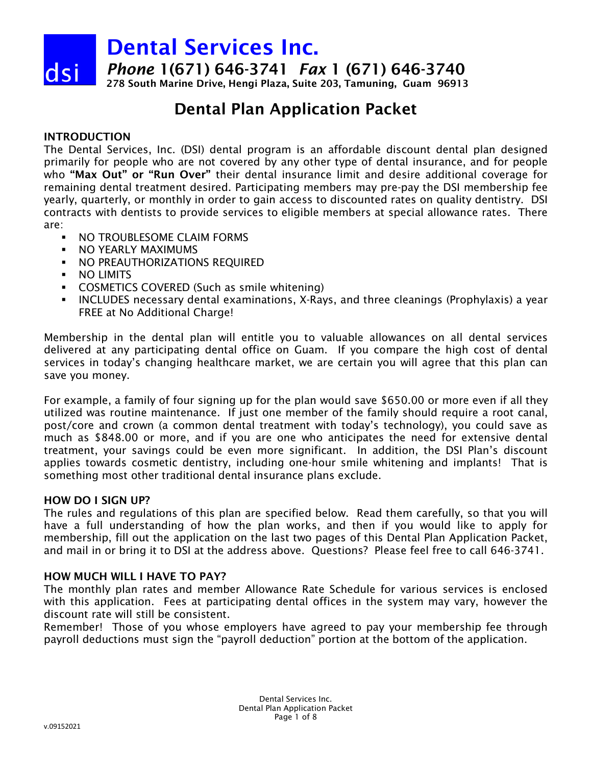# Dental Services Inc.

dsi

***Phone*** **1(671) 646-3741** ***Fax*** **1 (671) 646-3740**

**278 South Marine Drive, Hengi Plaza, Suite 203, Tamuning, Guam 96913**

## Dental Plan Application Packet

### INTRODUCTION

The Dental Services, Inc. (DSI) dental program is an affordable discount dental plan designed primarily for people who are not covered by any other type of dental insurance, and for people who **"Max Out" or "Run Over"** their dental insurance limit and desire additional coverage for remaining dental treatment desired. Participating members may pre-pay the DSI membership fee yearly, quarterly, or monthly in order to gain access to discounted rates on quality dentistry. DSI contracts with dentists to provide services to eligible members at special allowance rates. There are:

- NO TROUBLESOME CLAIM FORMS
- NO YEARLY MAXIMUMS
- NO PREAUTHORIZATIONS REQUIRED
- NO LIMITS
- COSMETICS COVERED (Such as smile whitening)
- INCLUDES necessary dental examinations, X-Rays, and three cleanings (Prophylaxis) a year FREE at No Additional Charge!

Membership in the dental plan will entitle you to valuable allowances on all dental services delivered at any participating dental office on Guam. If you compare the high cost of dental services in today's changing healthcare market, we are certain you will agree that this plan can save you money.

For example, a family of four signing up for the plan would save $650.00 or more even if all they utilized was routine maintenance. If just one member of the family should require a root canal, post/core and crown (a common dental treatment with today's technology), you could save as much as $848.00 or more, and if you are one who anticipates the need for extensive dental treatment, your savings could be even more significant. In addition, the DSI Plan's discount applies towards cosmetic dentistry, including one-hour smile whitening and implants! That is something most other traditional dental insurance plans exclude.

### HOW DO I SIGN UP?

The rules and regulations of this plan are specified below. Read them carefully, so that you will have a full understanding of how the plan works, and then if you would like to apply for membership, fill out the application on the last two pages of this Dental Plan Application Packet, and mail in or bring it to DSI at the address above. Questions? Please feel free to call 646-3741.

### HOW MUCH WILL I HAVE TO PAY?

The monthly plan rates and member Allowance Rate Schedule for various services is enclosed with this application. Fees at participating dental offices in the system may vary, however the discount rate will still be consistent.

Remember! Those of you whose employers have agreed to pay your membership fee through payroll deductions must sign the "payroll deduction" portion at the bottom of the application.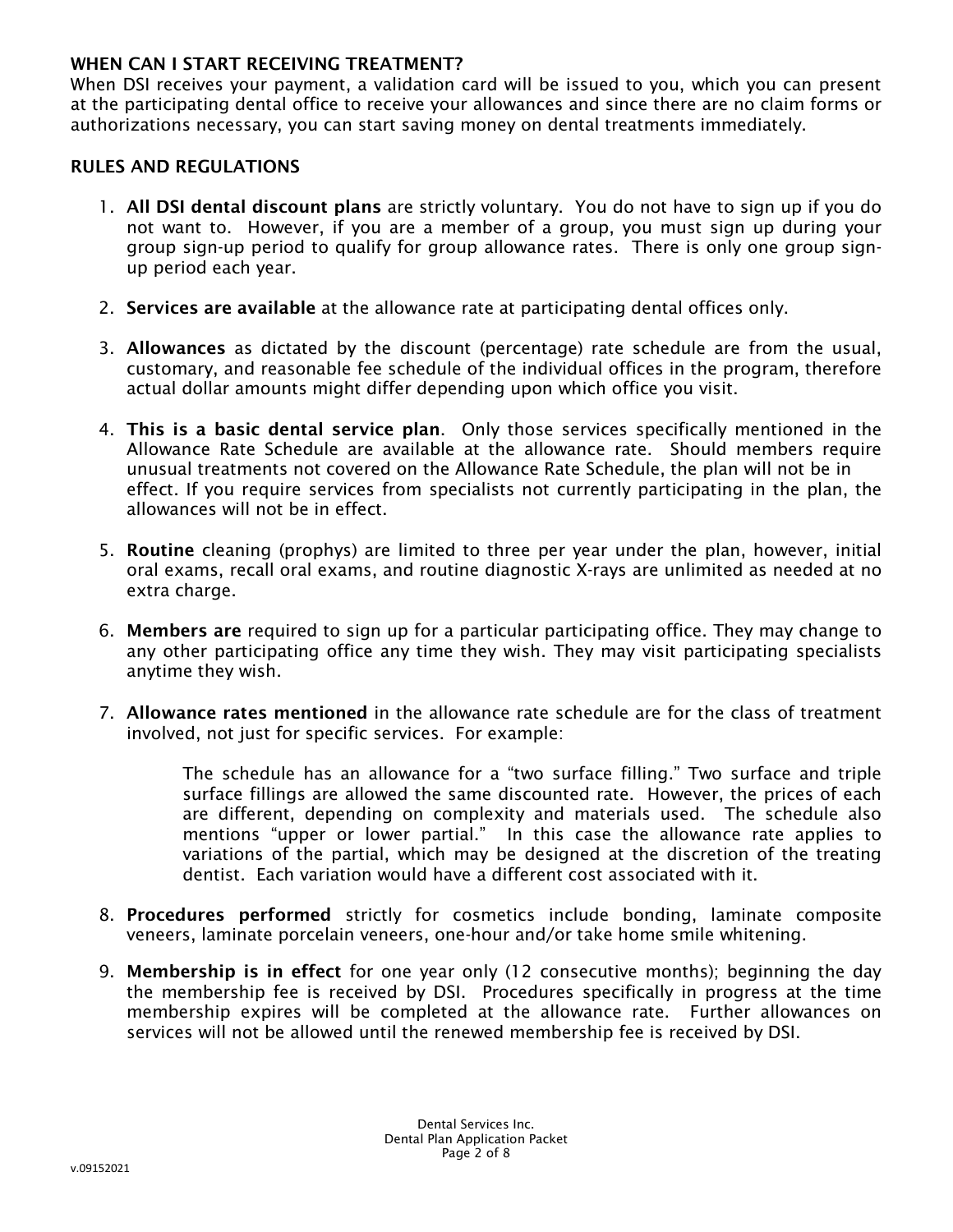## WHEN CAN I START RECEIVING TREATMENT?

When DSI receives your payment, a validation card will be issued to you, which you can present at the participating dental office to receive your allowances and since there are no claim forms or authorizations necessary, you can start saving money on dental treatments immediately.

## RULES AND REGULATIONS

1. **All DSI dental discount plans** are strictly voluntary. You do not have to sign up if you do not want to. However, if you are a member of a group, you must sign up during your group sign-up period to qualify for group allowance rates. There is only one group sign-up period each year.

2. **Services are available** at the allowance rate at participating dental offices only.

3. **Allowances** as dictated by the discount (percentage) rate schedule are from the usual, customary, and reasonable fee schedule of the individual offices in the program, therefore actual dollar amounts might differ depending upon which office you visit.

4. **This is a basic dental service plan**. Only those services specifically mentioned in the Allowance Rate Schedule are available at the allowance rate. Should members require unusual treatments not covered on the Allowance Rate Schedule, the plan will not be in effect. If you require services from specialists not currently participating in the plan, the allowances will not be in effect.

5. **Routine** cleaning (prophys) are limited to three per year under the plan, however, initial oral exams, recall oral exams, and routine diagnostic X-rays are unlimited as needed at no extra charge.

6. **Members are** required to sign up for a particular participating office. They may change to any other participating office any time they wish. They may visit participating specialists anytime they wish.

7. **Allowance rates mentioned** in the allowance rate schedule are for the class of treatment involved, not just for specific services. For example:

   The schedule has an allowance for a "two surface filling." Two surface and triple surface fillings are allowed the same discounted rate. However, the prices of each are different, depending on complexity and materials used. The schedule also mentions "upper or lower partial." In this case the allowance rate applies to variations of the partial, which may be designed at the discretion of the treating dentist. Each variation would have a different cost associated with it.

8. **Procedures performed** strictly for cosmetics include bonding, laminate composite veneers, laminate porcelain veneers, one-hour and/or take home smile whitening.

9. **Membership is in effect** for one year only (12 consecutive months); beginning the day the membership fee is received by DSI. Procedures specifically in progress at the time membership expires will be completed at the allowance rate. Further allowances on services will not be allowed until the renewed membership fee is received by DSI.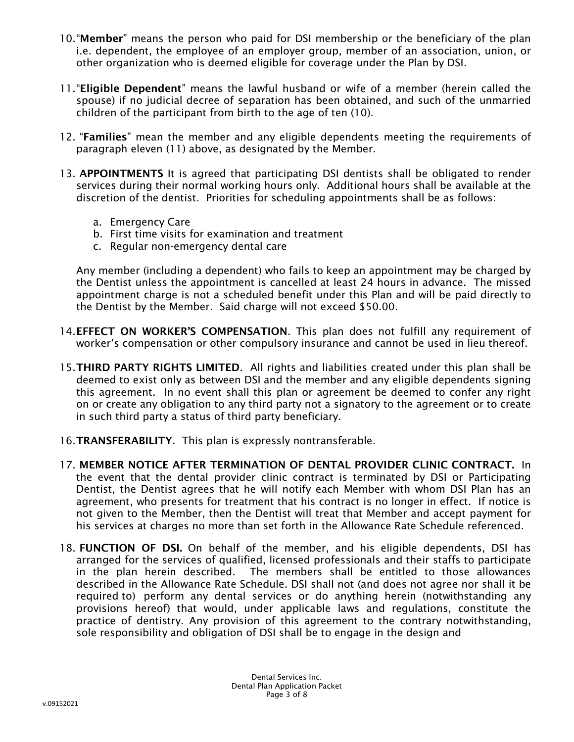10. "**Member**" means the person who paid for DSI membership or the beneficiary of the plan i.e. dependent, the employee of an employer group, member of an association, union, or other organization who is deemed eligible for coverage under the Plan by DSI.

11. "**Eligible Dependent**" means the lawful husband or wife of a member (herein called the spouse) if no judicial decree of separation has been obtained, and such of the unmarried children of the participant from birth to the age of ten (10).

12. "**Families**" mean the member and any eligible dependents meeting the requirements of paragraph eleven (11) above, as designated by the Member.

13. **APPOINTMENTS** It is agreed that participating DSI dentists shall be obligated to render services during their normal working hours only. Additional hours shall be available at the discretion of the dentist. Priorities for scheduling appointments shall be as follows:

    a. Emergency Care
    b. First time visits for examination and treatment
    c. Regular non-emergency dental care

    Any member (including a dependent) who fails to keep an appointment may be charged by the Dentist unless the appointment is cancelled at least 24 hours in advance. The missed appointment charge is not a scheduled benefit under this Plan and will be paid directly to the Dentist by the Member. Said charge will not exceed $50.00.

14. **EFFECT ON WORKER'S COMPENSATION**. This plan does not fulfill any requirement of worker's compensation or other compulsory insurance and cannot be used in lieu thereof.

15. **THIRD PARTY RIGHTS LIMITED**. All rights and liabilities created under this plan shall be deemed to exist only as between DSI and the member and any eligible dependents signing this agreement. In no event shall this plan or agreement be deemed to confer any right on or create any obligation to any third party not a signatory to the agreement or to create in such third party a status of third party beneficiary.

16. **TRANSFERABILITY**. This plan is expressly nontransferable.

17. **MEMBER NOTICE AFTER TERMINATION OF DENTAL PROVIDER CLINIC CONTRACT.** In the event that the dental provider clinic contract is terminated by DSI or Participating Dentist, the Dentist agrees that he will notify each Member with whom DSI Plan has an agreement, who presents for treatment that his contract is no longer in effect. If notice is not given to the Member, then the Dentist will treat that Member and accept payment for his services at charges no more than set forth in the Allowance Rate Schedule referenced.

18. **FUNCTION OF DSI.** On behalf of the member, and his eligible dependents, DSI has arranged for the services of qualified, licensed professionals and their staffs to participate in the plan herein described. The members shall be entitled to those allowances described in the Allowance Rate Schedule. DSI shall not (and does not agree nor shall it be required to) perform any dental services or do anything herein (notwithstanding any provisions hereof) that would, under applicable laws and regulations, constitute the practice of dentistry. Any provision of this agreement to the contrary notwithstanding, sole responsibility and obligation of DSI shall be to engage in the design and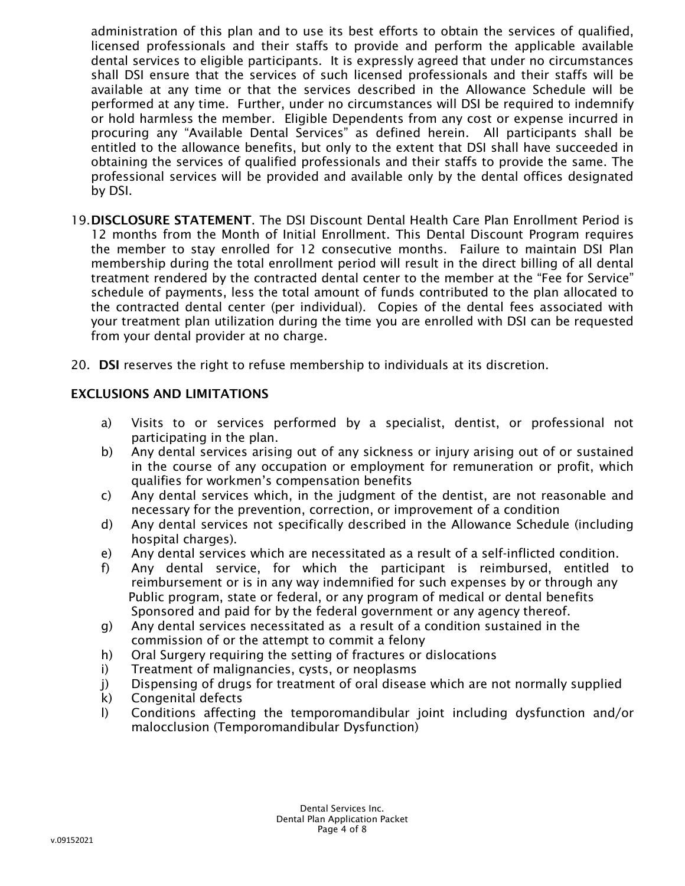administration of this plan and to use its best efforts to obtain the services of qualified, licensed professionals and their staffs to provide and perform the applicable available dental services to eligible participants. It is expressly agreed that under no circumstances shall DSI ensure that the services of such licensed professionals and their staffs will be available at any time or that the services described in the Allowance Schedule will be performed at any time. Further, under no circumstances will DSI be required to indemnify or hold harmless the member. Eligible Dependents from any cost or expense incurred in procuring any "Available Dental Services" as defined herein. All participants shall be entitled to the allowance benefits, but only to the extent that DSI shall have succeeded in obtaining the services of qualified professionals and their staffs to provide the same. The professional services will be provided and available only by the dental offices designated by DSI.

19. **DISCLOSURE STATEMENT**. The DSI Discount Dental Health Care Plan Enrollment Period is 12 months from the Month of Initial Enrollment. This Dental Discount Program requires the member to stay enrolled for 12 consecutive months. Failure to maintain DSI Plan membership during the total enrollment period will result in the direct billing of all dental treatment rendered by the contracted dental center to the member at the "Fee for Service" schedule of payments, less the total amount of funds contributed to the plan allocated to the contracted dental center (per individual). Copies of the dental fees associated with your treatment plan utilization during the time you are enrolled with DSI can be requested from your dental provider at no charge.

20. **DSI** reserves the right to refuse membership to individuals at its discretion.

## EXCLUSIONS AND LIMITATIONS

a) Visits to or services performed by a specialist, dentist, or professional not participating in the plan.
b) Any dental services arising out of any sickness or injury arising out of or sustained in the course of any occupation or employment for remuneration or profit, which qualifies for workmen's compensation benefits
c) Any dental services which, in the judgment of the dentist, are not reasonable and necessary for the prevention, correction, or improvement of a condition
d) Any dental services not specifically described in the Allowance Schedule (including hospital charges).
e) Any dental services which are necessitated as a result of a self-inflicted condition.
f) Any dental service, for which the participant is reimbursed, entitled to reimbursement or is in any way indemnified for such expenses by or through any Public program, state or federal, or any program of medical or dental benefits Sponsored and paid for by the federal government or any agency thereof.
g) Any dental services necessitated as a result of a condition sustained in the commission of or the attempt to commit a felony
h) Oral Surgery requiring the setting of fractures or dislocations
i) Treatment of malignancies, cysts, or neoplasms
j) Dispensing of drugs for treatment of oral disease which are not normally supplied
k) Congenital defects
l) Conditions affecting the temporomandibular joint including dysfunction and/or malocclusion (Temporomandibular Dysfunction)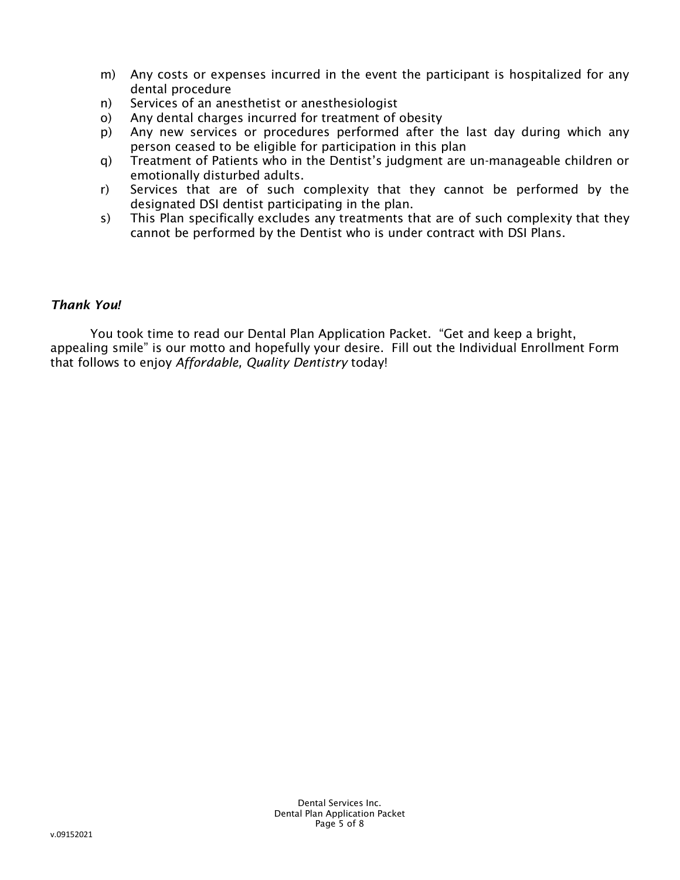m) Any costs or expenses incurred in the event the participant is hospitalized for any dental procedure
n) Services of an anesthetist or anesthesiologist
o) Any dental charges incurred for treatment of obesity
p) Any new services or procedures performed after the last day during which any person ceased to be eligible for participation in this plan
q) Treatment of Patients who in the Dentist's judgment are un-manageable children or emotionally disturbed adults.
r) Services that are of such complexity that they cannot be performed by the designated DSI dentist participating in the plan.
s) This Plan specifically excludes any treatments that are of such complexity that they cannot be performed by the Dentist who is under contract with DSI Plans.

***Thank You!***

You took time to read our Dental Plan Application Packet. "Get and keep a bright, appealing smile" is our motto and hopefully your desire. Fill out the Individual Enrollment Form that follows to enjoy *Affordable, Quality Dentistry* today!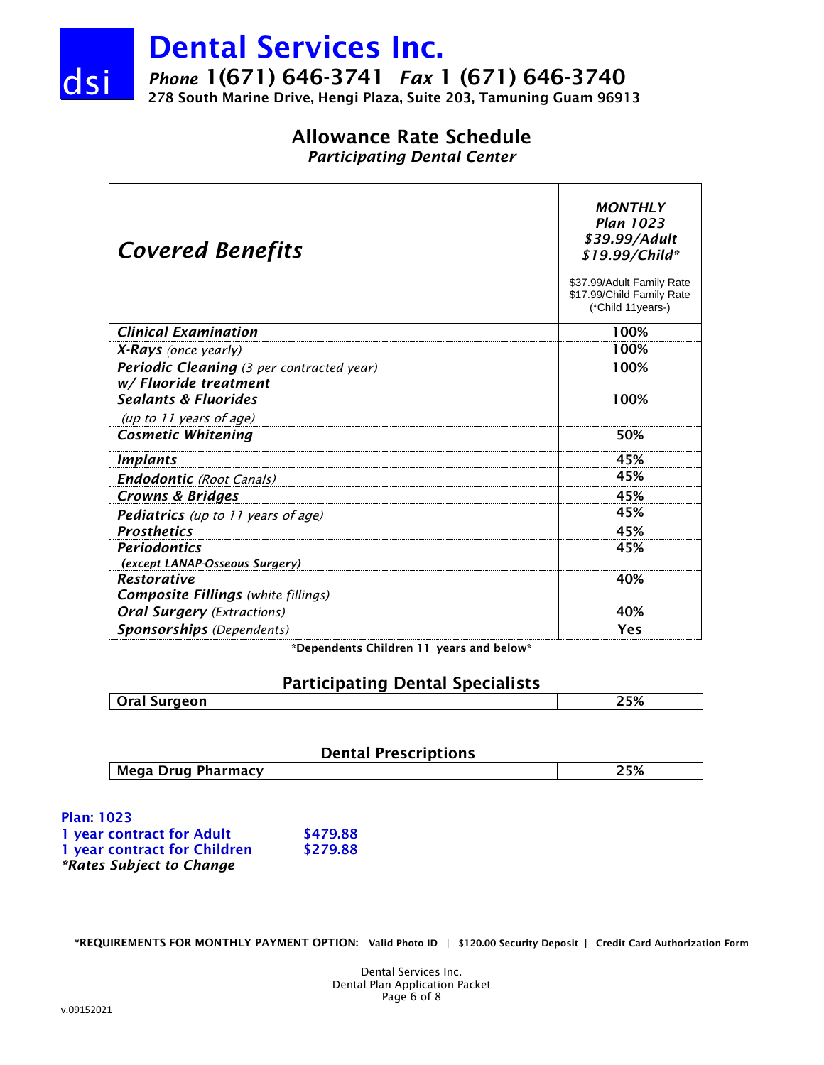# Dental Services Inc.

*Phone* 1(671) 646-3741 *Fax* 1 (671) 646-3740

278 South Marine Drive, Hengi Plaza, Suite 203, Tamuning Guam 96913

## Allowance Rate Schedule

*Participating Dental Center*

| ***Covered Benefits*** | ***MONTHLY Plan 1023 $39.99/Adult $19.99/Child**** <br> $37.99/Adult Family Rate <br> $17.99/Child Family Rate <br> (*Child 11years-) |
|---|---|
| ***Clinical Examination*** | 100% |
| ***X-Rays*** *(once yearly)* | 100% |
| ***Periodic Cleaning*** *(3 per contracted year)* ***w/ Fluoride treatment*** | 100% |
| ***Sealants & Fluorides*** *(up to 11 years of age)* | 100% |
| ***Cosmetic Whitening*** | 50% |
| ***Implants*** | 45% |
| ***Endodontic*** *(Root Canals)* | 45% |
| ***Crowns & Bridges*** | 45% |
| ***Pediatrics*** *(up to 11 years of age)* | 45% |
| ***Prosthetics*** | 45% |
| ***Periodontics*** ***(except LANAP-Osseous Surgery)*** | 45% |
| ***Restorative*** ***Composite Fillings*** *(white fillings)* | 40% |
| ***Oral Surgery*** *(Extractions)* | 40% |
| ***Sponsorships*** *(Dependents)* | Yes |

**\*Dependents Children 11 years and below\***

## Participating Dental Specialists

| **Oral Surgeon** | **25%** |
|---|---|

## Dental Prescriptions

| **Mega Drug Pharmacy** | **25%** |
|---|---|

**Plan: 1023**

**1 year contract for Adult** **$479.88**

**1 year contract for Children** **$279.88**

***\*Rates Subject to Change***

**\*REQUIREMENTS FOR MONTHLY PAYMENT OPTION:** **Valid Photo ID** | **$120.00 Security Deposit** | **Credit Card Authorization Form**

Dental Services Inc.
Dental Plan Application Packet

v.09152021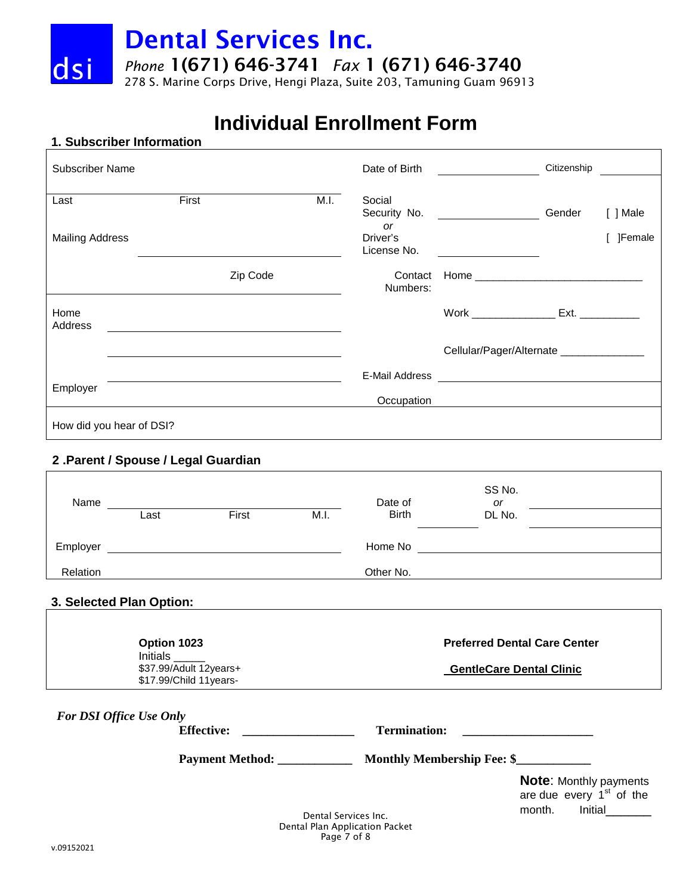# Dental Services Inc.

dsi

*Phone* 1(671) 646-3741 *Fax* 1 (671) 646-3740

278 S. Marine Corps Drive, Hengi Plaza, Suite 203, Tamuning Guam 96913

# Individual Enrollment Form

## 1. Subscriber Information

| | | | | | |
|---|---|---|---|---|---|
| Subscriber Name | | Date of Birth | ____________ | Citizenship | ________ |
| Last | First M.I. | Social Security No. *or* Driver's License No. | ____________ ____________ | Gender | [ ] Male [ ]Female |
| Mailing Address | ______________________ | | | | |
| | Zip Code | Contact Numbers: | Home ______________________ | | |
| Home Address | ______________________ ______________________ | | Work ____________ Ext. _________ | | |
| | ______________________ | | Cellular/Pager/Alternate ____________ | | |
| Employer | ______________________ | E-Mail Address | ______________________ | | |
| | | Occupation | | | |
| How did you hear of DSI? | | | | | |

## 2 .Parent / Spouse / Legal Guardian

| | | | | | |
|---|---|---|---|---|---|
| Name | ______________________ Last First M.I. | Date of Birth | ________ | SS No. *or* DL No. | ____________ |
| Employer | ______________________ | Home No | ______________________ | | |
| Relation | | Other No. | | | |

## 3. Selected Plan Option:

| | |
|---|---|
| **Option 1023** Initials _____ $37.99/Adult 12years+ $17.99/Child 11years- | **Preferred Dental Care Center** **GentleCare Dental Clinic** |

***For DSI Office Use Only***

**Effective:** ________________ **Termination:** ____________________

**Payment Method:** ___________ **Monthly Membership Fee: $**___________

**Note**: Monthly payments are due every 1st of the month. Initial_______

Dental Services Inc.
Dental Plan Application Packet

v.09152021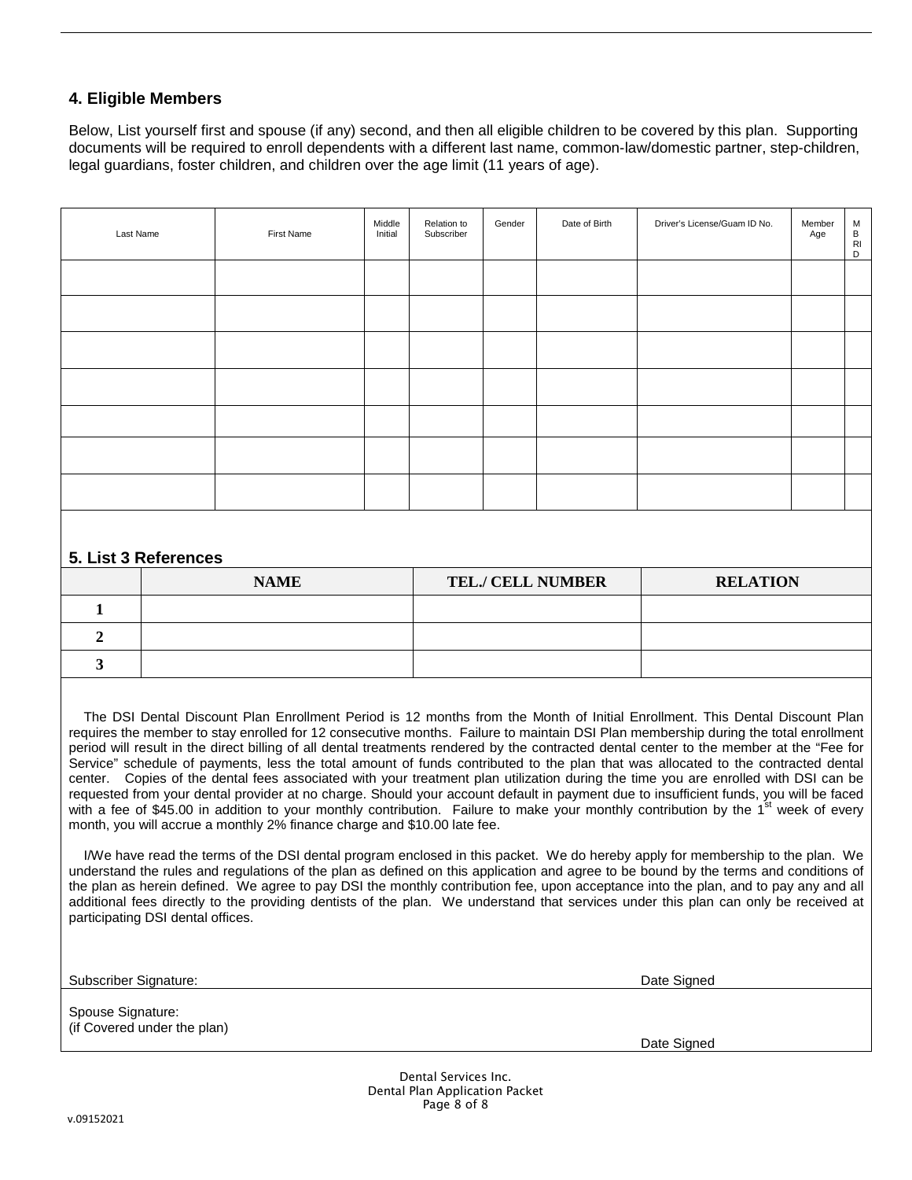## 4. Eligible Members

Below, List yourself first and spouse (if any) second, and then all eligible children to be covered by this plan. Supporting documents will be required to enroll dependents with a different last name, common-law/domestic partner, step-children, legal guardians, foster children, and children over the age limit (11 years of age).

| Last Name | First Name | Middle Initial | Relation to Subscriber | Gender | Date of Birth | Driver's License/Guam ID No. | Member Age | MBRID |
|---|---|---|---|---|---|---|---|---|
| | | | | | | | | |
| | | | | | | | | |
| | | | | | | | | |
| | | | | | | | | |
| | | | | | | | | |
| | | | | | | | | |
| | | | | | | | | |

## 5. List 3 References

| | NAME | TEL./ CELL NUMBER | RELATION |
|---|---|---|---|
| 1 | | | |
| 2 | | | |
| 3 | | | |

The DSI Dental Discount Plan Enrollment Period is 12 months from the Month of Initial Enrollment. This Dental Discount Plan requires the member to stay enrolled for 12 consecutive months. Failure to maintain DSI Plan membership during the total enrollment period will result in the direct billing of all dental treatments rendered by the contracted dental center to the member at the "Fee for Service" schedule of payments, less the total amount of funds contributed to the plan that was allocated to the contracted dental center. Copies of the dental fees associated with your treatment plan utilization during the time you are enrolled with DSI can be requested from your dental provider at no charge. Should your account default in payment due to insufficient funds, you will be faced with a fee of $45.00 in addition to your monthly contribution. Failure to make your monthly contribution by the 1st week of every month, you will accrue a monthly 2% finance charge and $10.00 late fee.

I/We have read the terms of the DSI dental program enclosed in this packet. We do hereby apply for membership to the plan. We understand the rules and regulations of the plan as defined on this application and agree to be bound by the terms and conditions of the plan as herein defined. We agree to pay DSI the monthly contribution fee, upon acceptance into the plan, and to pay any and all additional fees directly to the providing dentists of the plan. We understand that services under this plan can only be received at participating DSI dental offices.

Subscriber Signature: Date Signed

Spouse Signature:
(if Covered under the plan) Date Signed

Dental Services Inc.
Dental Plan Application Packet

v.09152021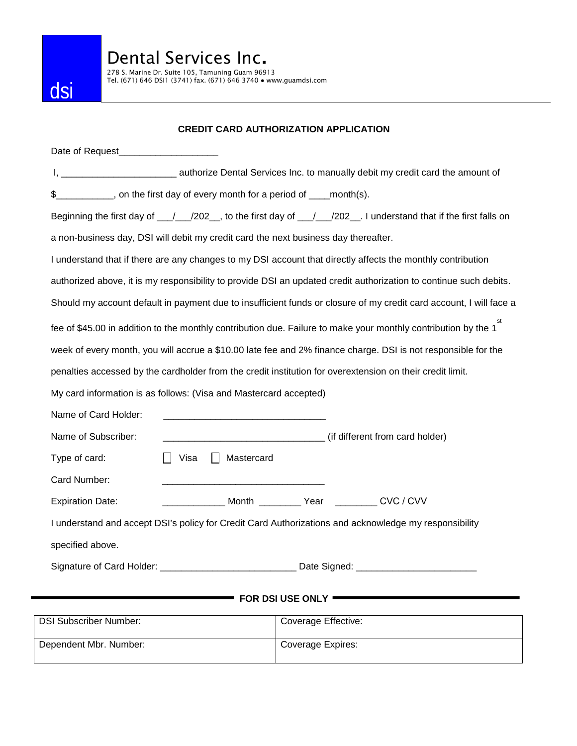# Dental Services Inc.

278 S. Marine Dr. Suite 105, Tamuning Guam 96913
Tel. (671) 646 DSI1 (3741) fax. (671) 646 3740 ● www.guamdsi.com

## CREDIT CARD AUTHORIZATION APPLICATION

Date of Request___________________

I, ______________________ authorize Dental Services Inc. to manually debit my credit card the amount of $___________, on the first day of every month for a period of ____month(s).

Beginning the first day of ___/___/202__, to the first day of ___/___/202__. I understand that if the first falls on a non-business day, DSI will debit my credit card the next business day thereafter.

I understand that if there are any changes to my DSI account that directly affects the monthly contribution authorized above, it is my responsibility to provide DSI an updated credit authorization to continue such debits. Should my account default in payment due to insufficient funds or closure of my credit card account, I will face a fee of $45.00 in addition to the monthly contribution due. Failure to make your monthly contribution by the 1st week of every month, you will accrue a $10.00 late fee and 2% finance charge. DSI is not responsible for the penalties accessed by the cardholder from the credit institution for overextension on their credit limit.

My card information is as follows: (Visa and Mastercard accepted)

Name of Card Holder: _______________________________

Name of Subscriber: _______________________________ (if different from card holder)

Type of card: ☐ Visa ☐ Mastercard

Card Number: _______________________________

Expiration Date: ____________ Month ________ Year ________ CVC / CVV

I understand and accept DSI's policy for Credit Card Authorizations and acknowledge my responsibility specified above.

Signature of Card Holder: _________________________ Date Signed: ______________________

**FOR DSI USE ONLY**

| DSI Subscriber Number: | Coverage Effective: |
|---|---|
| Dependent Mbr. Number: | Coverage Expires: |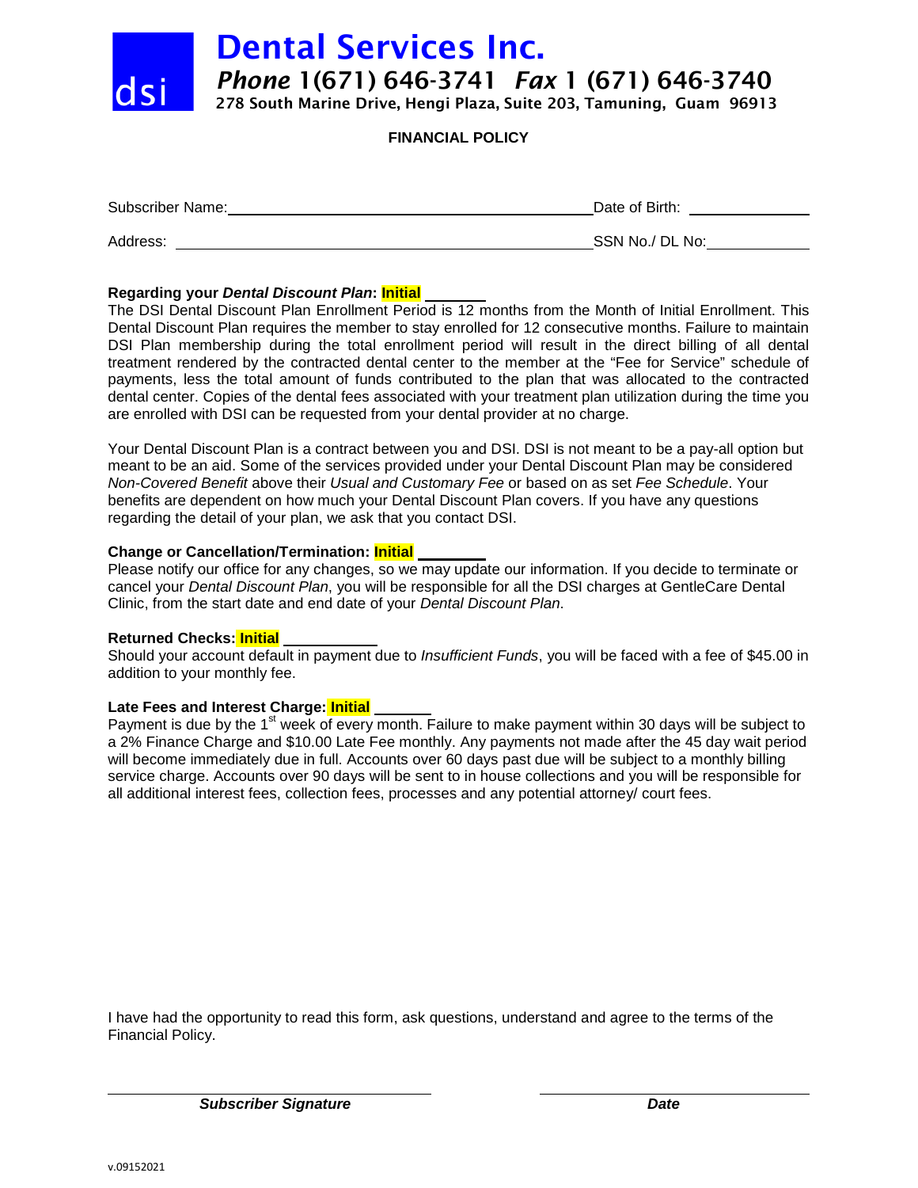# Dental Services Inc.

***Phone*** **1(671) 646-3741** ***Fax*** **1 (671) 646-3740**

**278 South Marine Drive, Hengi Plaza, Suite 203, Tamuning, Guam 96913**

## FINANCIAL POLICY

Subscriber Name:\_\_\_\_\_\_\_\_\_\_\_\_\_\_\_\_\_\_\_\_\_\_\_\_\_\_\_\_\_\_\_\_\_\_\_\_ Date of Birth: \_\_\_\_\_\_\_\_\_\_\_\_

Address: \_\_\_\_\_\_\_\_\_\_\_\_\_\_\_\_\_\_\_\_\_\_\_\_\_\_\_\_\_\_\_\_\_\_\_\_\_\_\_\_ SSN No./ DL No:\_\_\_\_\_\_\_\_\_\_

**Regarding your *Dental Discount Plan*: Initial** \_\_\_\_\_\_

The DSI Dental Discount Plan Enrollment Period is 12 months from the Month of Initial Enrollment. This Dental Discount Plan requires the member to stay enrolled for 12 consecutive months. Failure to maintain DSI Plan membership during the total enrollment period will result in the direct billing of all dental treatment rendered by the contracted dental center to the member at the "Fee for Service" schedule of payments, less the total amount of funds contributed to the plan that was allocated to the contracted dental center. Copies of the dental fees associated with your treatment plan utilization during the time you are enrolled with DSI can be requested from your dental provider at no charge.

Your Dental Discount Plan is a contract between you and DSI. DSI is not meant to be a pay-all option but meant to be an aid. Some of the services provided under your Dental Discount Plan may be considered *Non-Covered Benefit* above their *Usual and Customary Fee* or based on as set *Fee Schedule*. Your benefits are dependent on how much your Dental Discount Plan covers. If you have any questions regarding the detail of your plan, we ask that you contact DSI.

**Change or Cancellation/Termination: Initial** \_\_\_\_\_\_

Please notify our office for any changes, so we may update our information. If you decide to terminate or cancel your *Dental Discount Plan*, you will be responsible for all the DSI charges at GentleCare Dental Clinic, from the start date and end date of your *Dental Discount Plan*.

**Returned Checks: Initial** \_\_\_\_\_\_\_\_

Should your account default in payment due to *Insufficient Funds*, you will be faced with a fee of $45.00 in addition to your monthly fee.

**Late Fees and Interest Charge: Initial** \_\_\_\_\_\_

Payment is due by the 1st week of every month. Failure to make payment within 30 days will be subject to a 2% Finance Charge and $10.00 Late Fee monthly. Any payments not made after the 45 day wait period will become immediately due in full. Accounts over 60 days past due will be subject to a monthly billing service charge. Accounts over 90 days will be sent to in house collections and you will be responsible for all additional interest fees, collection fees, processes and any potential attorney/ court fees.

I have had the opportunity to read this form, ask questions, understand and agree to the terms of the Financial Policy.

\_\_\_\_\_\_\_\_\_\_\_\_\_\_\_\_\_\_\_\_\_\_\_\_\_\_\_\_ \_\_\_\_\_\_\_\_\_\_\_\_\_\_\_\_\_\_\_\_

***Subscriber Signature*** ***Date***

v.09152021